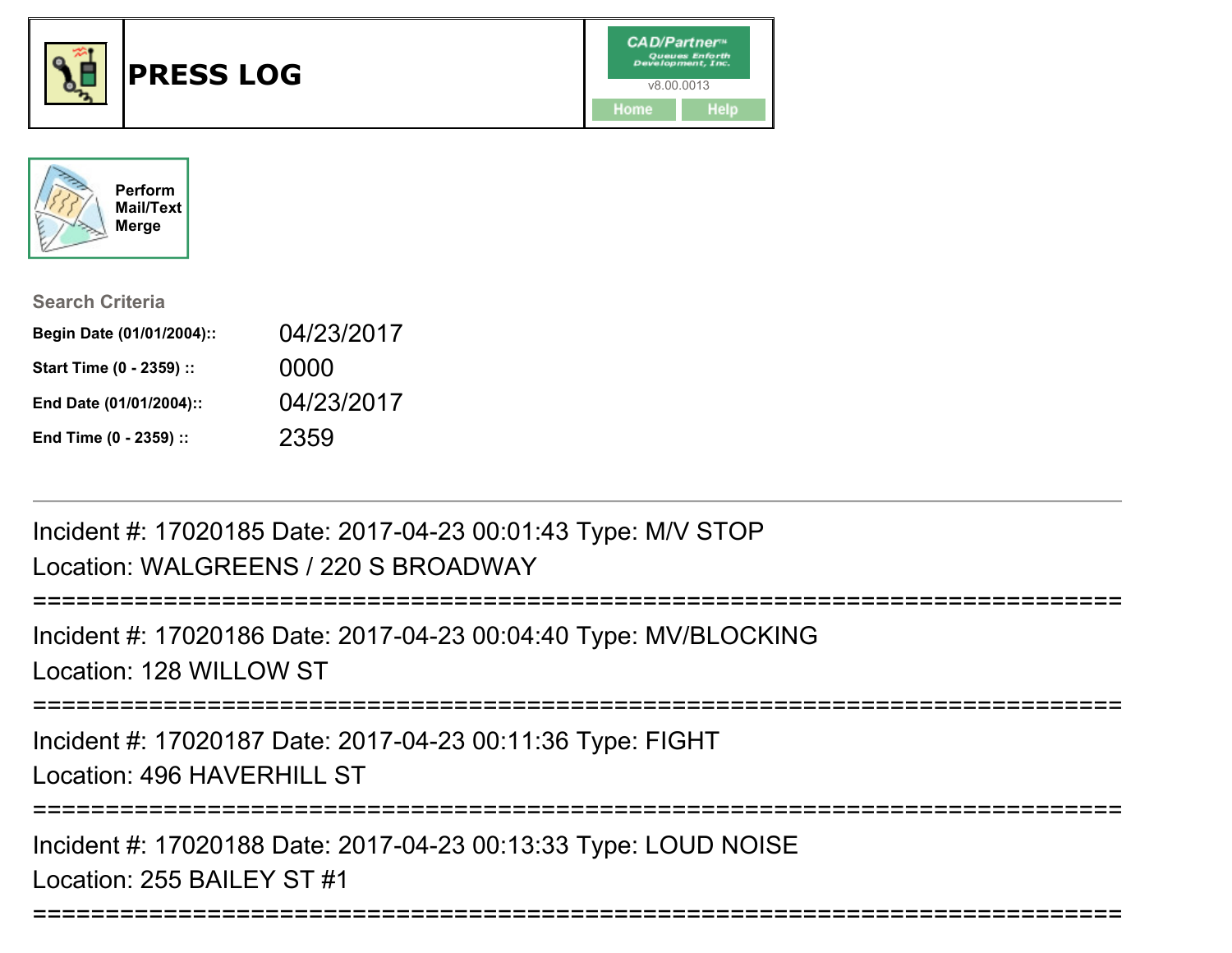# PRESS LOG

CAD/Partner™
Queues Enforth Development, Inc.
v8.00.0013

Home Help

Perform Mail/Text Merge

**Search Criteria**

| | |
|---|---|
| **Begin Date (01/01/2004)::** | 04/23/2017 |
| **Start Time (0 - 2359) ::** | 0000 |
| **End Date (01/01/2004)::** | 04/23/2017 |
| **End Time (0 - 2359) ::** | 2359 |

---

Incident #: 17020185 Date: 2017-04-23 00:01:43 Type: M/V STOP
Location: WALGREENS / 220 S BROADWAY

===========================================================================

Incident #: 17020186 Date: 2017-04-23 00:04:40 Type: MV/BLOCKING
Location: 128 WILLOW ST

===========================================================================

Incident #: 17020187 Date: 2017-04-23 00:11:36 Type: FIGHT
Location: 496 HAVERHILL ST

===========================================================================

Incident #: 17020188 Date: 2017-04-23 00:13:33 Type: LOUD NOISE
Location: 255 BAILEY ST #1

===========================================================================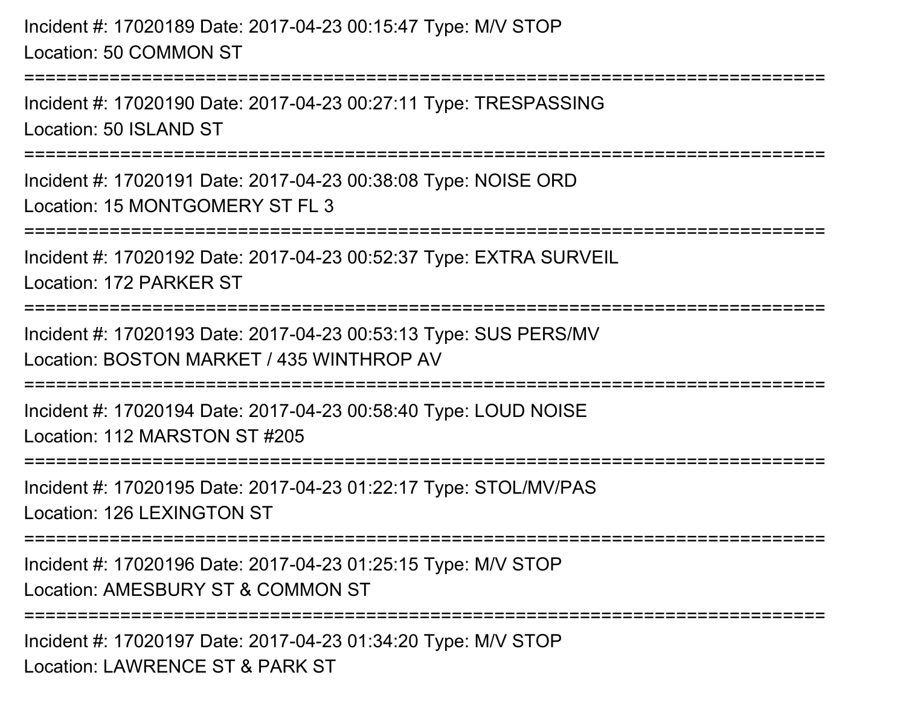Incident #: 17020189 Date: 2017-04-23 00:15:47 Type: M/V STOP
Location: 50 COMMON ST

===========================================================================

Incident #: 17020190 Date: 2017-04-23 00:27:11 Type: TRESPASSING
Location: 50 ISLAND ST

===========================================================================

Incident #: 17020191 Date: 2017-04-23 00:38:08 Type: NOISE ORD
Location: 15 MONTGOMERY ST FL 3

===========================================================================

Incident #: 17020192 Date: 2017-04-23 00:52:37 Type: EXTRA SURVEIL
Location: 172 PARKER ST

===========================================================================

Incident #: 17020193 Date: 2017-04-23 00:53:13 Type: SUS PERS/MV
Location: BOSTON MARKET / 435 WINTHROP AV

===========================================================================

Incident #: 17020194 Date: 2017-04-23 00:58:40 Type: LOUD NOISE
Location: 112 MARSTON ST #205

===========================================================================

Incident #: 17020195 Date: 2017-04-23 01:22:17 Type: STOL/MV/PAS
Location: 126 LEXINGTON ST

===========================================================================

Incident #: 17020196 Date: 2017-04-23 01:25:15 Type: M/V STOP
Location: AMESBURY ST & COMMON ST

===========================================================================

Incident #: 17020197 Date: 2017-04-23 01:34:20 Type: M/V STOP
Location: LAWRENCE ST & PARK ST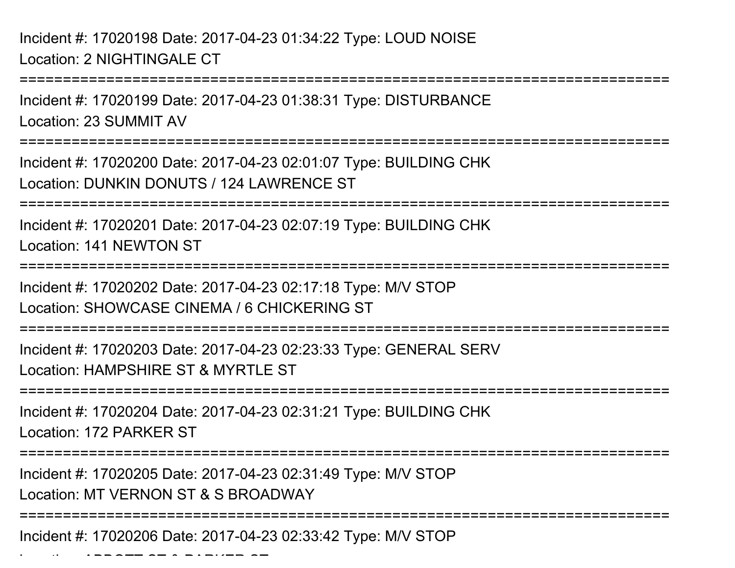Incident #: 17020198 Date: 2017-04-23 01:34:22 Type: LOUD NOISE
Location: 2 NIGHTINGALE CT

===========================================================================

Incident #: 17020199 Date: 2017-04-23 01:38:31 Type: DISTURBANCE
Location: 23 SUMMIT AV

===========================================================================

Incident #: 17020200 Date: 2017-04-23 02:01:07 Type: BUILDING CHK
Location: DUNKIN DONUTS / 124 LAWRENCE ST

===========================================================================

Incident #: 17020201 Date: 2017-04-23 02:07:19 Type: BUILDING CHK
Location: 141 NEWTON ST

===========================================================================

Incident #: 17020202 Date: 2017-04-23 02:17:18 Type: M/V STOP
Location: SHOWCASE CINEMA / 6 CHICKERING ST

===========================================================================

Incident #: 17020203 Date: 2017-04-23 02:23:33 Type: GENERAL SERV
Location: HAMPSHIRE ST & MYRTLE ST

===========================================================================

Incident #: 17020204 Date: 2017-04-23 02:31:21 Type: BUILDING CHK
Location: 172 PARKER ST

===========================================================================

Incident #: 17020205 Date: 2017-04-23 02:31:49 Type: M/V STOP
Location: MT VERNON ST & S BROADWAY

===========================================================================

Incident #: 17020206 Date: 2017-04-23 02:33:42 Type: M/V STOP
Location: ABBOTT ST & PARKER ST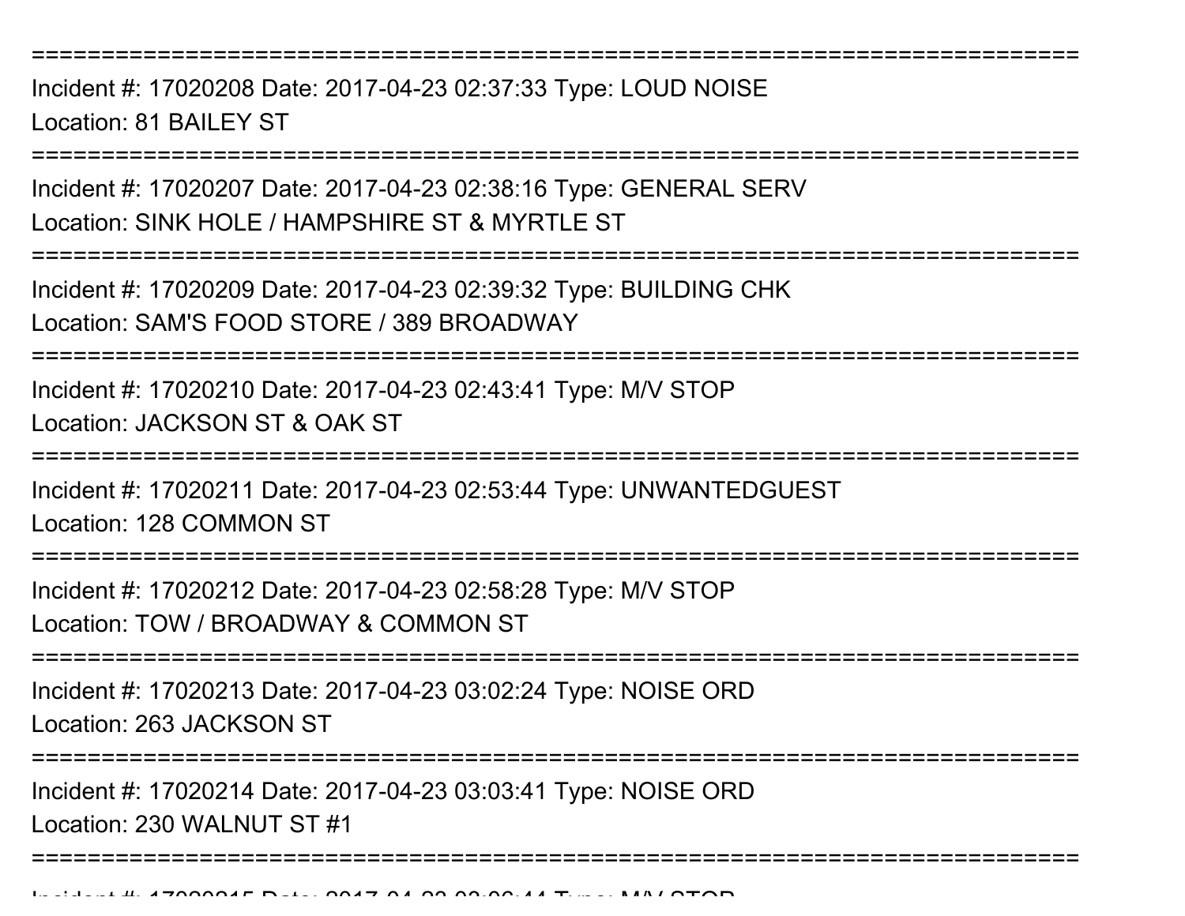===========================================================================

Incident #: 17020208 Date: 2017-04-23 02:37:33 Type: LOUD NOISE
Location: 81 BAILEY ST

===========================================================================

Incident #: 17020207 Date: 2017-04-23 02:38:16 Type: GENERAL SERV
Location: SINK HOLE / HAMPSHIRE ST & MYRTLE ST

===========================================================================

Incident #: 17020209 Date: 2017-04-23 02:39:32 Type: BUILDING CHK
Location: SAM'S FOOD STORE / 389 BROADWAY

===========================================================================

Incident #: 17020210 Date: 2017-04-23 02:43:41 Type: M/V STOP
Location: JACKSON ST & OAK ST

===========================================================================

Incident #: 17020211 Date: 2017-04-23 02:53:44 Type: UNWANTEDGUEST
Location: 128 COMMON ST

===========================================================================

Incident #: 17020212 Date: 2017-04-23 02:58:28 Type: M/V STOP
Location: TOW / BROADWAY & COMMON ST

===========================================================================

Incident #: 17020213 Date: 2017-04-23 03:02:24 Type: NOISE ORD
Location: 263 JACKSON ST

===========================================================================

Incident #: 17020214 Date: 2017-04-23 03:03:41 Type: NOISE ORD
Location: 230 WALNUT ST #1

===========================================================================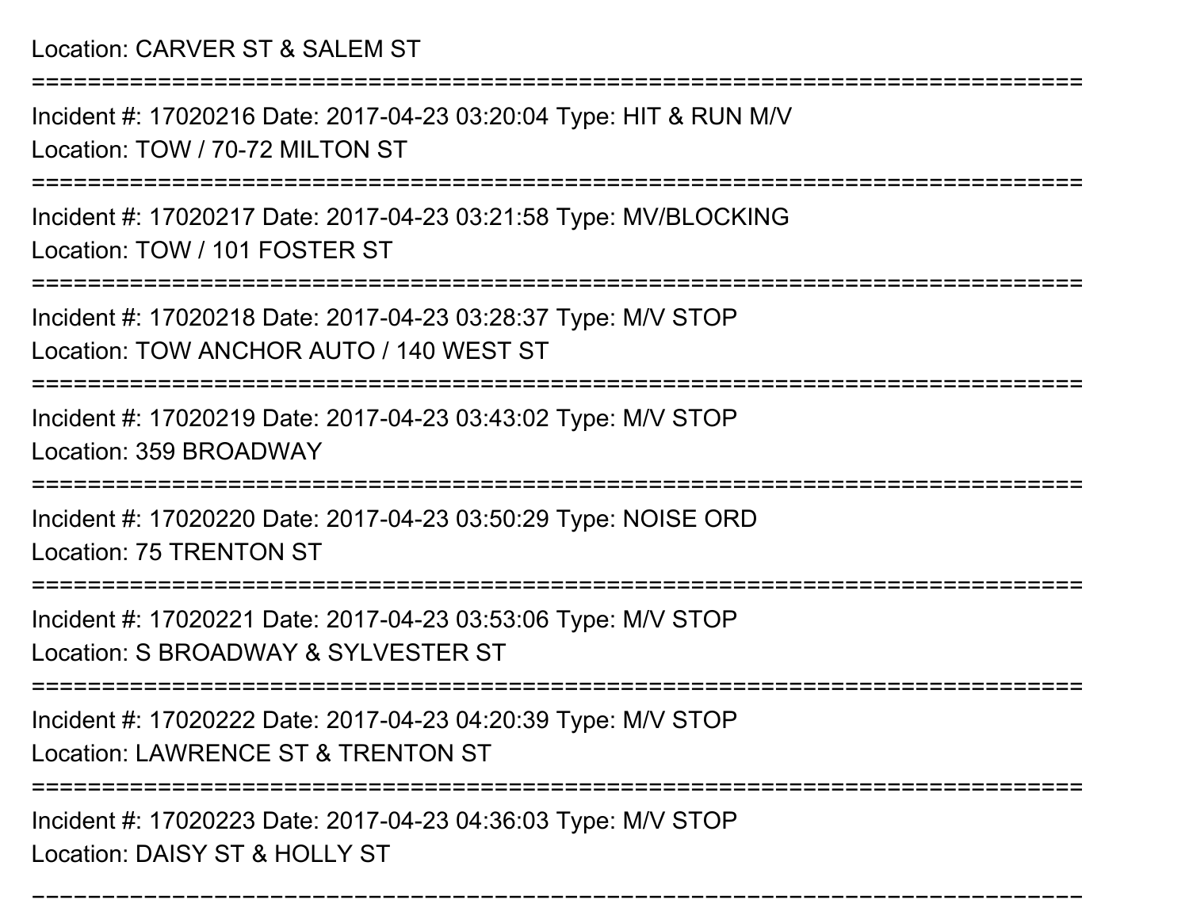Location: CARVER ST & SALEM ST

===========================================================================

Incident #: 17020216 Date: 2017-04-23 03:20:04 Type: HIT & RUN M/V

Location: TOW / 70-72 MILTON ST

===========================================================================

Incident #: 17020217 Date: 2017-04-23 03:21:58 Type: MV/BLOCKING

Location: TOW / 101 FOSTER ST

===========================================================================

Incident #: 17020218 Date: 2017-04-23 03:28:37 Type: M/V STOP

Location: TOW ANCHOR AUTO / 140 WEST ST

===========================================================================

Incident #: 17020219 Date: 2017-04-23 03:43:02 Type: M/V STOP

Location: 359 BROADWAY

===========================================================================

Incident #: 17020220 Date: 2017-04-23 03:50:29 Type: NOISE ORD

Location: 75 TRENTON ST

===========================================================================

Incident #: 17020221 Date: 2017-04-23 03:53:06 Type: M/V STOP

Location: S BROADWAY & SYLVESTER ST

===========================================================================

Incident #: 17020222 Date: 2017-04-23 04:20:39 Type: M/V STOP

Location: LAWRENCE ST & TRENTON ST

===========================================================================

Incident #: 17020223 Date: 2017-04-23 04:36:03 Type: M/V STOP

Location: DAISY ST & HOLLY ST

===========================================================================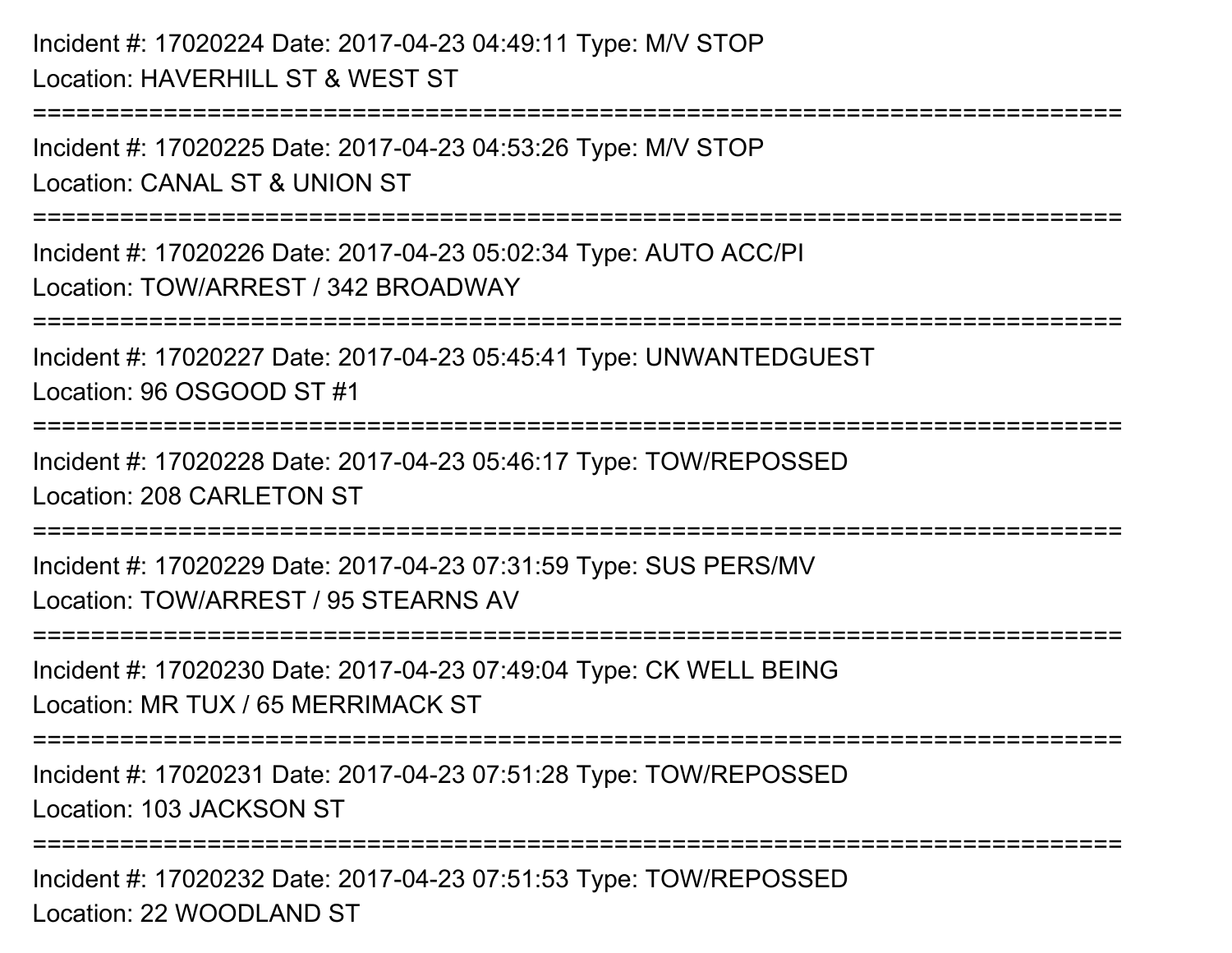Incident #: 17020224 Date: 2017-04-23 04:49:11 Type: M/V STOP
Location: HAVERHILL ST & WEST ST

===========================================================================

Incident #: 17020225 Date: 2017-04-23 04:53:26 Type: M/V STOP
Location: CANAL ST & UNION ST

===========================================================================

Incident #: 17020226 Date: 2017-04-23 05:02:34 Type: AUTO ACC/PI
Location: TOW/ARREST / 342 BROADWAY

===========================================================================

Incident #: 17020227 Date: 2017-04-23 05:45:41 Type: UNWANTEDGUEST
Location: 96 OSGOOD ST #1

===========================================================================

Incident #: 17020228 Date: 2017-04-23 05:46:17 Type: TOW/REPOSSED
Location: 208 CARLETON ST

===========================================================================

Incident #: 17020229 Date: 2017-04-23 07:31:59 Type: SUS PERS/MV
Location: TOW/ARREST / 95 STEARNS AV

===========================================================================

Incident #: 17020230 Date: 2017-04-23 07:49:04 Type: CK WELL BEING
Location: MR TUX / 65 MERRIMACK ST

===========================================================================

Incident #: 17020231 Date: 2017-04-23 07:51:28 Type: TOW/REPOSSED
Location: 103 JACKSON ST

===========================================================================

Incident #: 17020232 Date: 2017-04-23 07:51:53 Type: TOW/REPOSSED
Location: 22 WOODLAND ST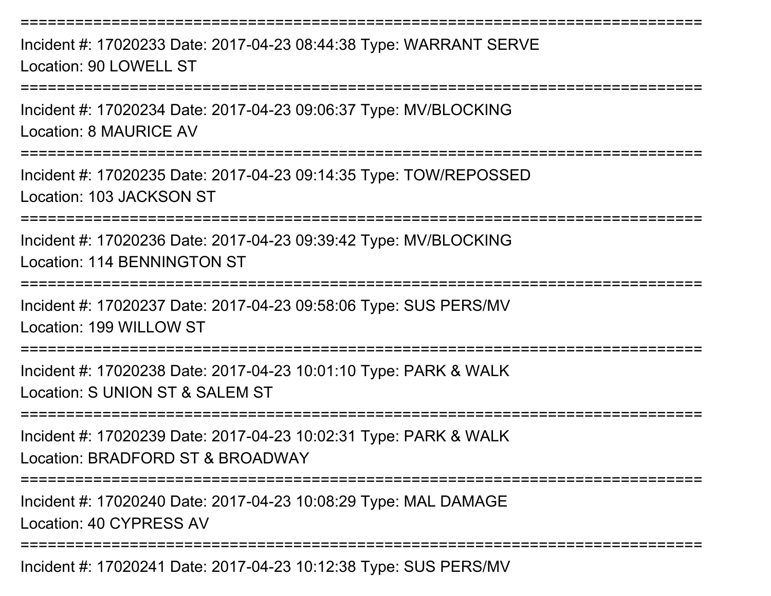===========================================================================
Incident #: 17020233 Date: 2017-04-23 08:44:38 Type: WARRANT SERVE
Location: 90 LOWELL ST
===========================================================================
Incident #: 17020234 Date: 2017-04-23 09:06:37 Type: MV/BLOCKING
Location: 8 MAURICE AV
===========================================================================
Incident #: 17020235 Date: 2017-04-23 09:14:35 Type: TOW/REPOSSED
Location: 103 JACKSON ST
===========================================================================
Incident #: 17020236 Date: 2017-04-23 09:39:42 Type: MV/BLOCKING
Location: 114 BENNINGTON ST
===========================================================================
Incident #: 17020237 Date: 2017-04-23 09:58:06 Type: SUS PERS/MV
Location: 199 WILLOW ST
===========================================================================
Incident #: 17020238 Date: 2017-04-23 10:01:10 Type: PARK & WALK
Location: S UNION ST & SALEM ST
===========================================================================
Incident #: 17020239 Date: 2017-04-23 10:02:31 Type: PARK & WALK
Location: BRADFORD ST & BROADWAY
===========================================================================
Incident #: 17020240 Date: 2017-04-23 10:08:29 Type: MAL DAMAGE
Location: 40 CYPRESS AV
===========================================================================
Incident #: 17020241 Date: 2017-04-23 10:12:38 Type: SUS PERS/MV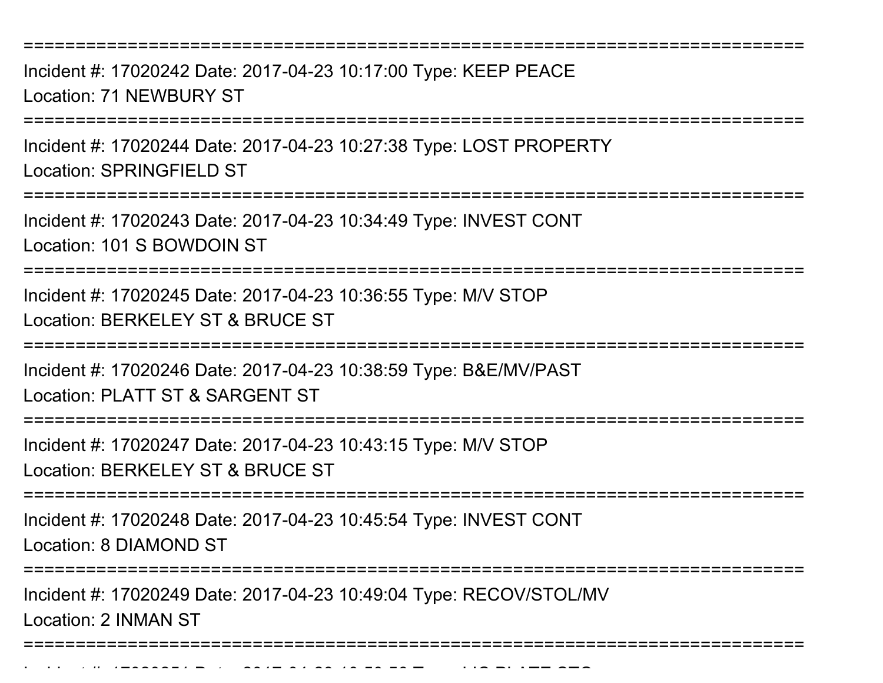===========================================================================

Incident #: 17020242 Date: 2017-04-23 10:17:00 Type: KEEP PEACE
Location: 71 NEWBURY ST

===========================================================================

Incident #: 17020244 Date: 2017-04-23 10:27:38 Type: LOST PROPERTY
Location: SPRINGFIELD ST

===========================================================================

Incident #: 17020243 Date: 2017-04-23 10:34:49 Type: INVEST CONT
Location: 101 S BOWDOIN ST

===========================================================================

Incident #: 17020245 Date: 2017-04-23 10:36:55 Type: M/V STOP
Location: BERKELEY ST & BRUCE ST

===========================================================================

Incident #: 17020246 Date: 2017-04-23 10:38:59 Type: B&E/MV/PAST
Location: PLATT ST & SARGENT ST

===========================================================================

Incident #: 17020247 Date: 2017-04-23 10:43:15 Type: M/V STOP
Location: BERKELEY ST & BRUCE ST

===========================================================================

Incident #: 17020248 Date: 2017-04-23 10:45:54 Type: INVEST CONT
Location: 8 DIAMOND ST

===========================================================================

Incident #: 17020249 Date: 2017-04-23 10:49:04 Type: RECOV/STOL/MV
Location: 2 INMAN ST

===========================================================================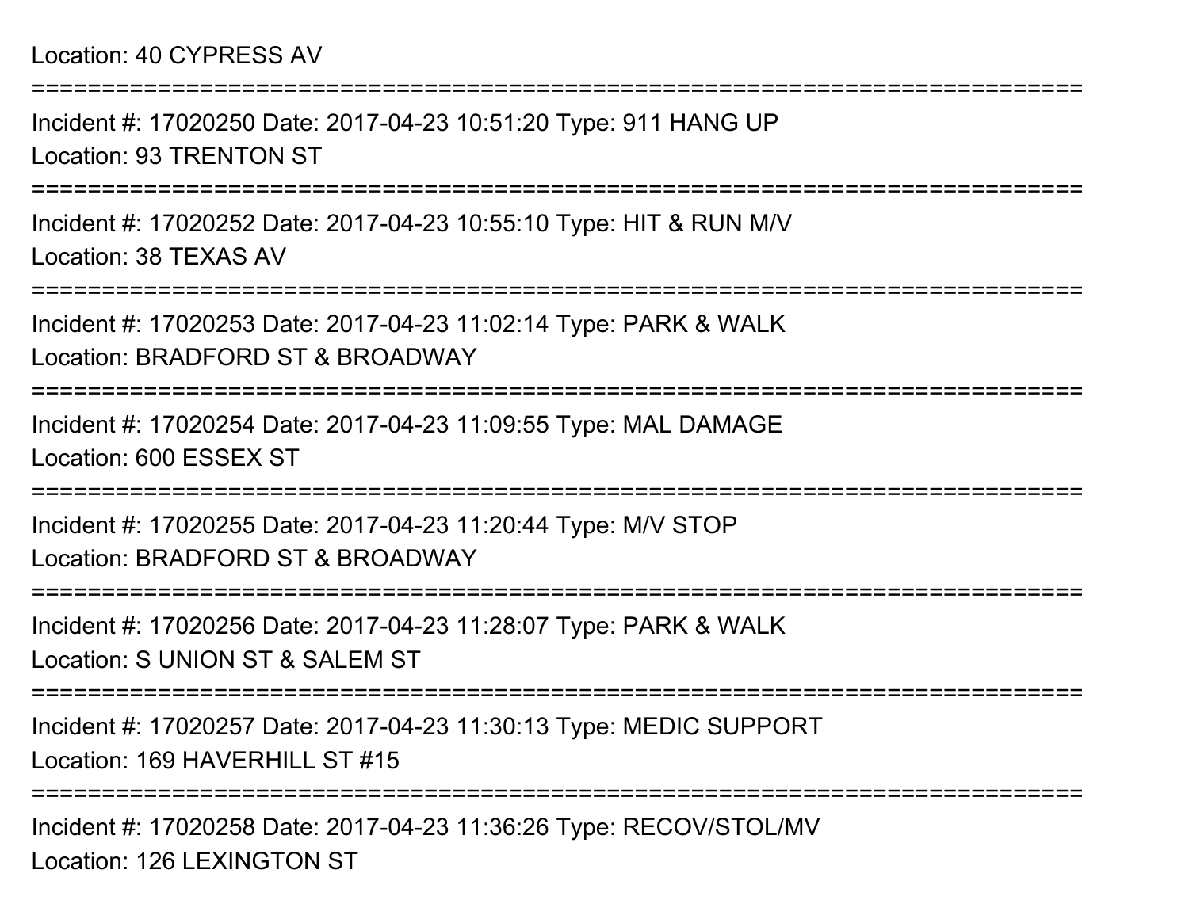Location: 40 CYPRESS AV

===========================================================================

Incident #: 17020250 Date: 2017-04-23 10:51:20 Type: 911 HANG UP

Location: 93 TRENTON ST

===========================================================================

Incident #: 17020252 Date: 2017-04-23 10:55:10 Type: HIT & RUN M/V

Location: 38 TEXAS AV

===========================================================================

Incident #: 17020253 Date: 2017-04-23 11:02:14 Type: PARK & WALK

Location: BRADFORD ST & BROADWAY

===========================================================================

Incident #: 17020254 Date: 2017-04-23 11:09:55 Type: MAL DAMAGE

Location: 600 ESSEX ST

===========================================================================

Incident #: 17020255 Date: 2017-04-23 11:20:44 Type: M/V STOP

Location: BRADFORD ST & BROADWAY

===========================================================================

Incident #: 17020256 Date: 2017-04-23 11:28:07 Type: PARK & WALK

Location: S UNION ST & SALEM ST

===========================================================================

Incident #: 17020257 Date: 2017-04-23 11:30:13 Type: MEDIC SUPPORT

Location: 169 HAVERHILL ST #15

===========================================================================

Incident #: 17020258 Date: 2017-04-23 11:36:26 Type: RECOV/STOL/MV

Location: 126 LEXINGTON ST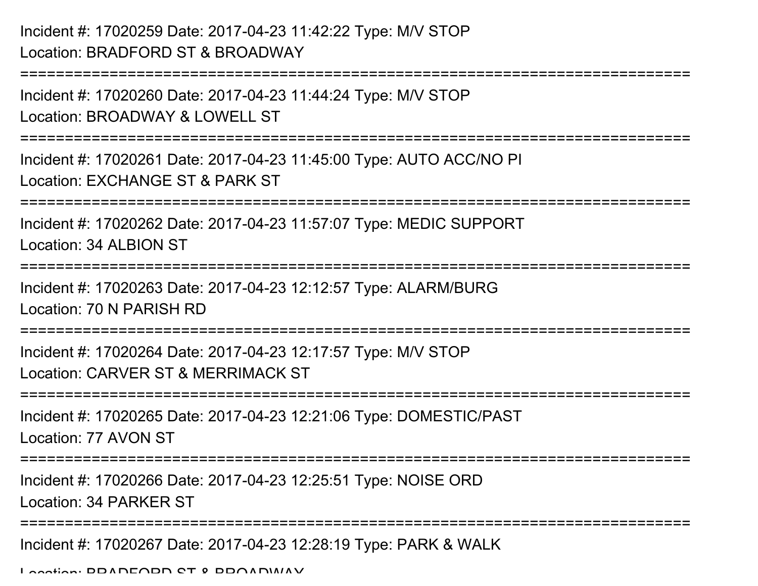Incident #: 17020259 Date: 2017-04-23 11:42:22 Type: M/V STOP
Location: BRADFORD ST & BROADWAY
===========================================================================
Incident #: 17020260 Date: 2017-04-23 11:44:24 Type: M/V STOP
Location: BROADWAY & LOWELL ST
===========================================================================
Incident #: 17020261 Date: 2017-04-23 11:45:00 Type: AUTO ACC/NO PI
Location: EXCHANGE ST & PARK ST
===========================================================================
Incident #: 17020262 Date: 2017-04-23 11:57:07 Type: MEDIC SUPPORT
Location: 34 ALBION ST
===========================================================================
Incident #: 17020263 Date: 2017-04-23 12:12:57 Type: ALARM/BURG
Location: 70 N PARISH RD
===========================================================================
Incident #: 17020264 Date: 2017-04-23 12:17:57 Type: M/V STOP
Location: CARVER ST & MERRIMACK ST
===========================================================================
Incident #: 17020265 Date: 2017-04-23 12:21:06 Type: DOMESTIC/PAST
Location: 77 AVON ST
===========================================================================
Incident #: 17020266 Date: 2017-04-23 12:25:51 Type: NOISE ORD
Location: 34 PARKER ST
===========================================================================
Incident #: 17020267 Date: 2017-04-23 12:28:19 Type: PARK & WALK
Location: BRADFORD ST & BROADWAY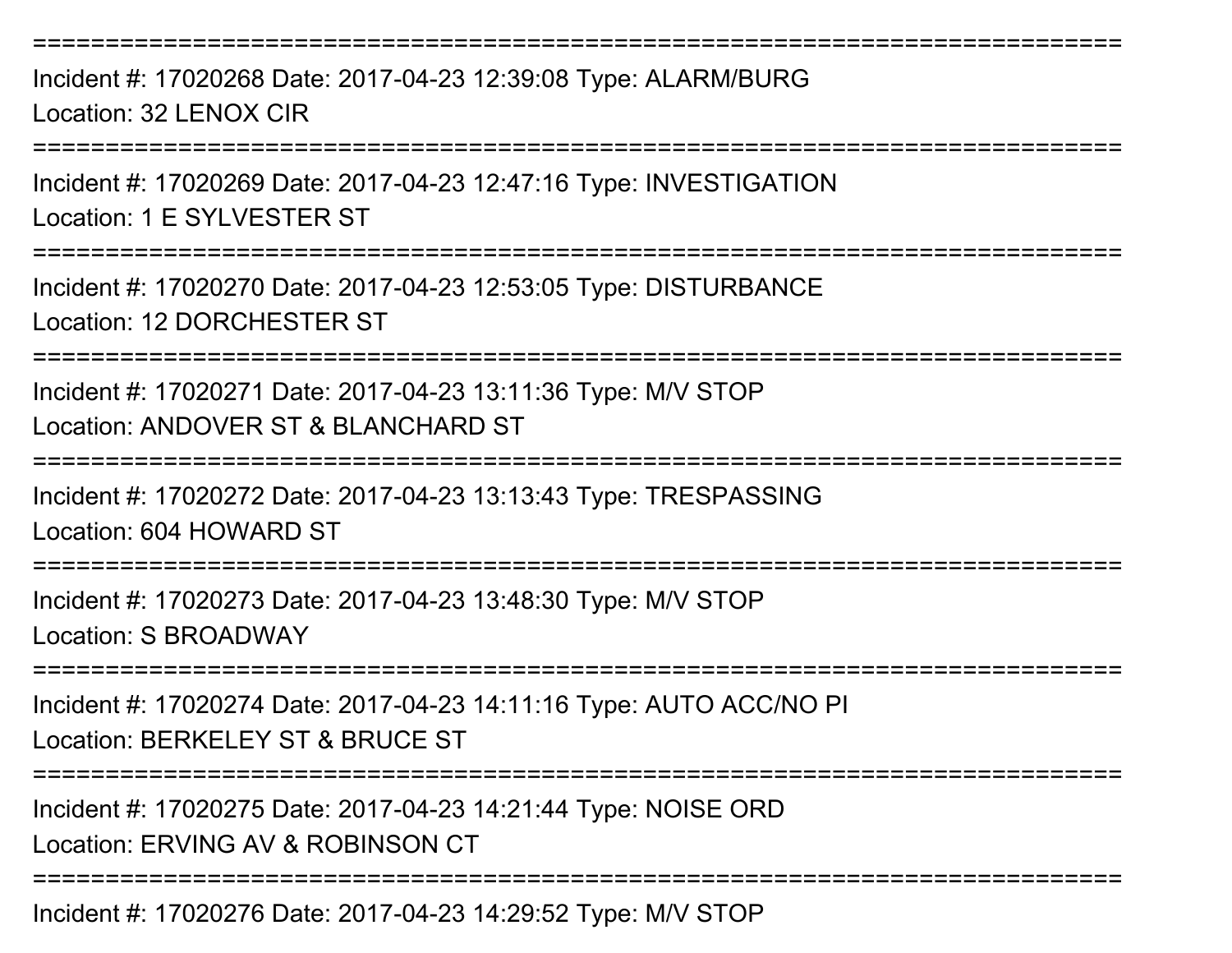===========================================================================
Incident #: 17020268 Date: 2017-04-23 12:39:08 Type: ALARM/BURG
Location: 32 LENOX CIR
===========================================================================
Incident #: 17020269 Date: 2017-04-23 12:47:16 Type: INVESTIGATION
Location: 1 E SYLVESTER ST
===========================================================================
Incident #: 17020270 Date: 2017-04-23 12:53:05 Type: DISTURBANCE
Location: 12 DORCHESTER ST
===========================================================================
Incident #: 17020271 Date: 2017-04-23 13:11:36 Type: M/V STOP
Location: ANDOVER ST & BLANCHARD ST
===========================================================================
Incident #: 17020272 Date: 2017-04-23 13:13:43 Type: TRESPASSING
Location: 604 HOWARD ST
===========================================================================
Incident #: 17020273 Date: 2017-04-23 13:48:30 Type: M/V STOP
Location: S BROADWAY
===========================================================================
Incident #: 17020274 Date: 2017-04-23 14:11:16 Type: AUTO ACC/NO PI
Location: BERKELEY ST & BRUCE ST
===========================================================================
Incident #: 17020275 Date: 2017-04-23 14:21:44 Type: NOISE ORD
Location: ERVING AV & ROBINSON CT
===========================================================================
Incident #: 17020276 Date: 2017-04-23 14:29:52 Type: M/V STOP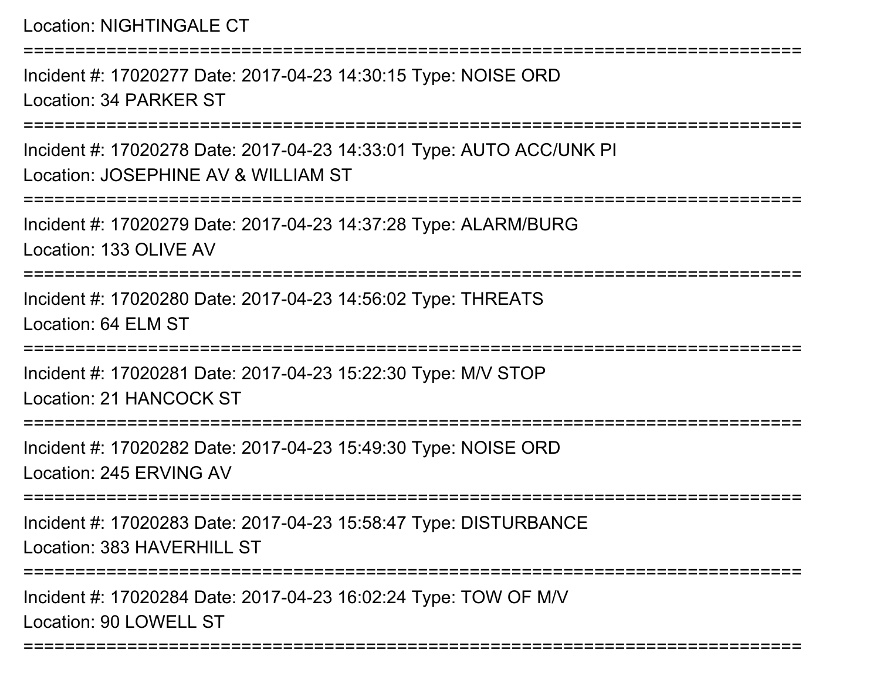Location: NIGHTINGALE CT

===========================================================================

Incident #: 17020277 Date: 2017-04-23 14:30:15 Type: NOISE ORD

Location: 34 PARKER ST

===========================================================================

Incident #: 17020278 Date: 2017-04-23 14:33:01 Type: AUTO ACC/UNK PI

Location: JOSEPHINE AV & WILLIAM ST

===========================================================================

Incident #: 17020279 Date: 2017-04-23 14:37:28 Type: ALARM/BURG

Location: 133 OLIVE AV

===========================================================================

Incident #: 17020280 Date: 2017-04-23 14:56:02 Type: THREATS

Location: 64 ELM ST

===========================================================================

Incident #: 17020281 Date: 2017-04-23 15:22:30 Type: M/V STOP

Location: 21 HANCOCK ST

===========================================================================

Incident #: 17020282 Date: 2017-04-23 15:49:30 Type: NOISE ORD

Location: 245 ERVING AV

===========================================================================

Incident #: 17020283 Date: 2017-04-23 15:58:47 Type: DISTURBANCE

Location: 383 HAVERHILL ST

===========================================================================

Incident #: 17020284 Date: 2017-04-23 16:02:24 Type: TOW OF M/V

Location: 90 LOWELL ST

===========================================================================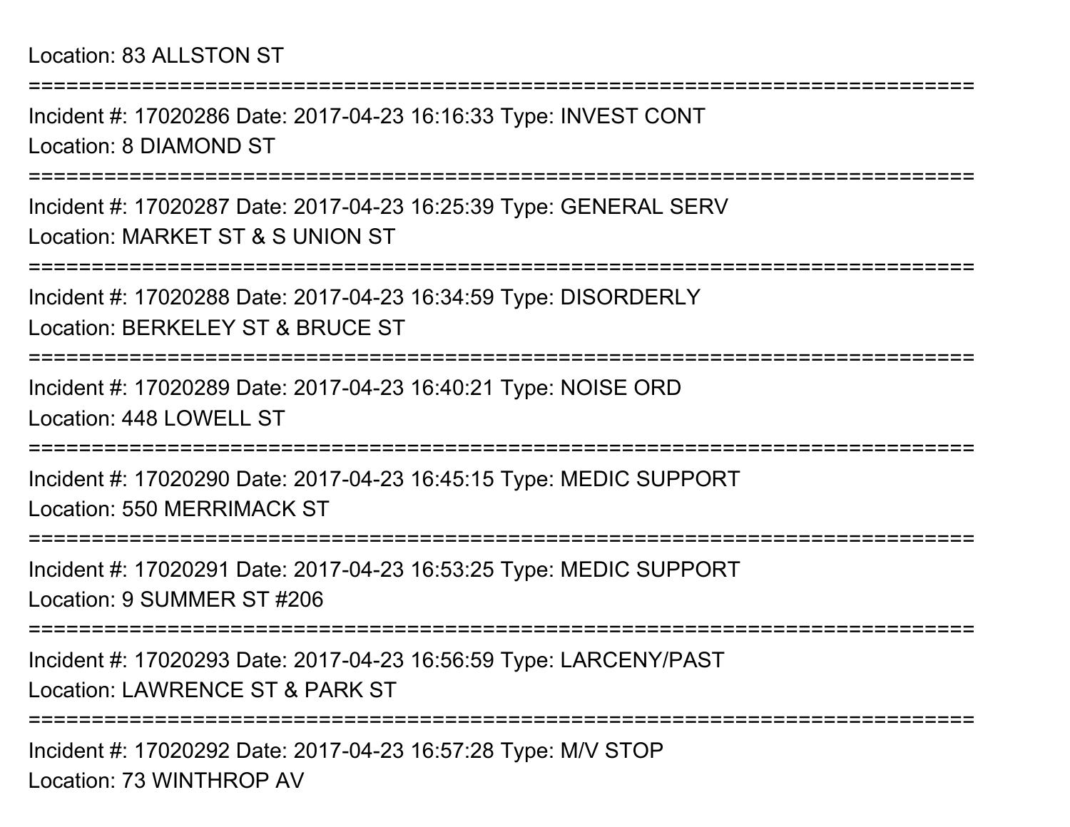Location: 83 ALLSTON ST

===========================================================================

Incident #: 17020286 Date: 2017-04-23 16:16:33 Type: INVEST CONT

Location: 8 DIAMOND ST

===========================================================================

Incident #: 17020287 Date: 2017-04-23 16:25:39 Type: GENERAL SERV

Location: MARKET ST & S UNION ST

===========================================================================

Incident #: 17020288 Date: 2017-04-23 16:34:59 Type: DISORDERLY

Location: BERKELEY ST & BRUCE ST

===========================================================================

Incident #: 17020289 Date: 2017-04-23 16:40:21 Type: NOISE ORD

Location: 448 LOWELL ST

===========================================================================

Incident #: 17020290 Date: 2017-04-23 16:45:15 Type: MEDIC SUPPORT

Location: 550 MERRIMACK ST

===========================================================================

Incident #: 17020291 Date: 2017-04-23 16:53:25 Type: MEDIC SUPPORT

Location: 9 SUMMER ST #206

===========================================================================

Incident #: 17020293 Date: 2017-04-23 16:56:59 Type: LARCENY/PAST

Location: LAWRENCE ST & PARK ST

===========================================================================

Incident #: 17020292 Date: 2017-04-23 16:57:28 Type: M/V STOP

Location: 73 WINTHROP AV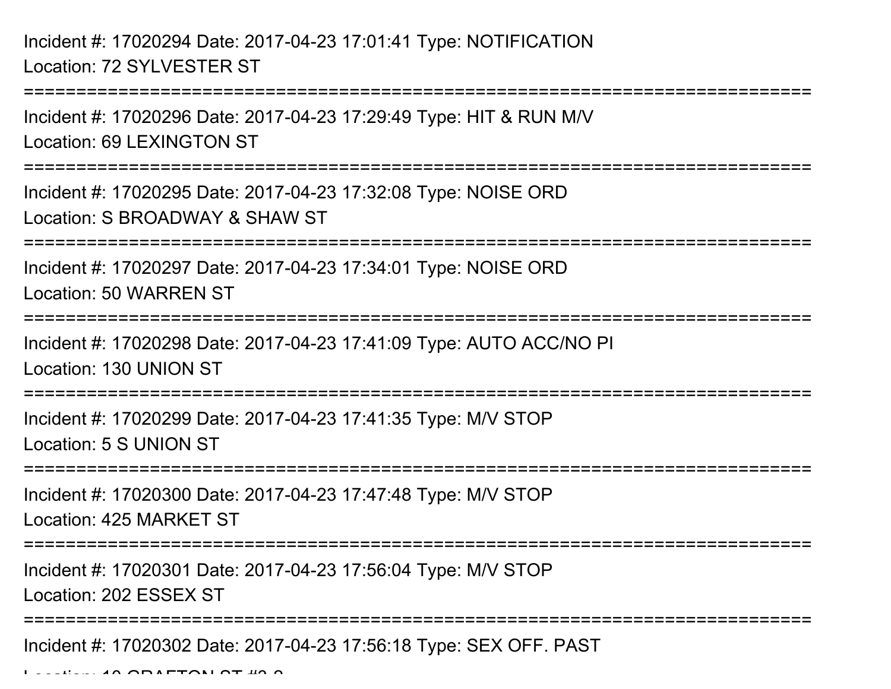Incident #: 17020294 Date: 2017-04-23 17:01:41 Type: NOTIFICATION
Location: 72 SYLVESTER ST

===========================================================================

Incident #: 17020296 Date: 2017-04-23 17:29:49 Type: HIT & RUN M/V
Location: 69 LEXINGTON ST

===========================================================================

Incident #: 17020295 Date: 2017-04-23 17:32:08 Type: NOISE ORD
Location: S BROADWAY & SHAW ST

===========================================================================

Incident #: 17020297 Date: 2017-04-23 17:34:01 Type: NOISE ORD
Location: 50 WARREN ST

===========================================================================

Incident #: 17020298 Date: 2017-04-23 17:41:09 Type: AUTO ACC/NO PI
Location: 130 UNION ST

===========================================================================

Incident #: 17020299 Date: 2017-04-23 17:41:35 Type: M/V STOP
Location: 5 S UNION ST

===========================================================================

Incident #: 17020300 Date: 2017-04-23 17:47:48 Type: M/V STOP
Location: 425 MARKET ST

===========================================================================

Incident #: 17020301 Date: 2017-04-23 17:56:04 Type: M/V STOP
Location: 202 ESSEX ST

===========================================================================

Incident #: 17020302 Date: 2017-04-23 17:56:18 Type: SEX OFF. PAST
Location: 10 GRAFTON ST #3-3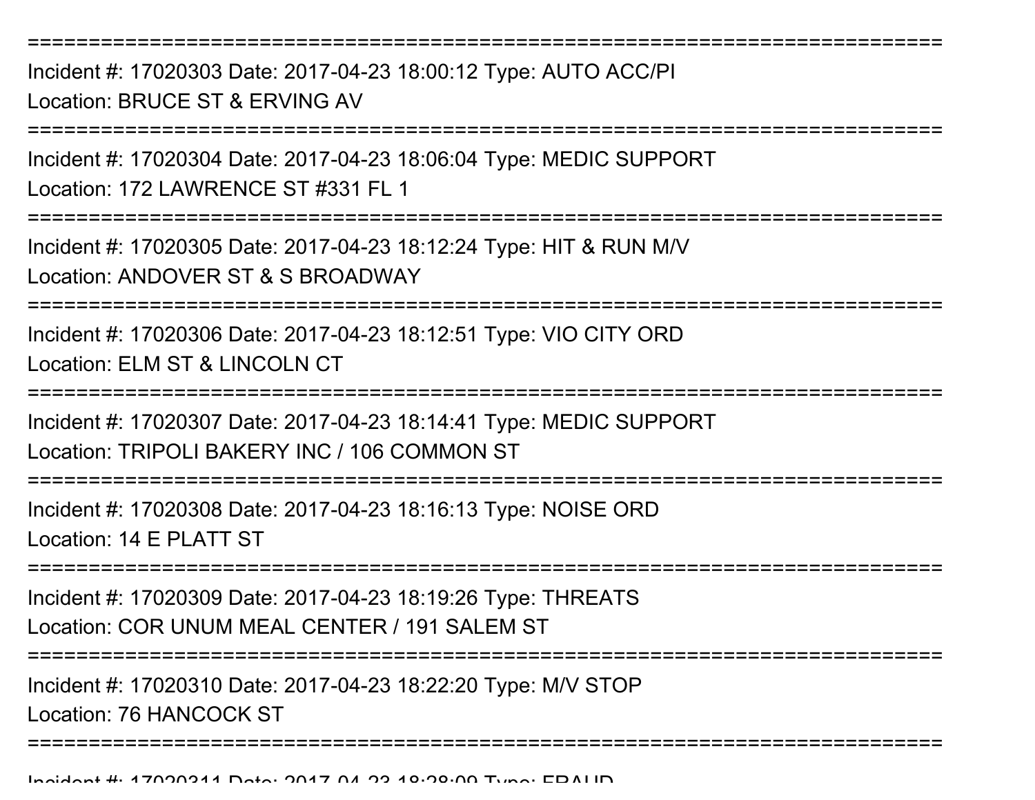===========================================================================

Incident #: 17020303 Date: 2017-04-23 18:00:12 Type: AUTO ACC/PI
Location: BRUCE ST & ERVING AV

===========================================================================

Incident #: 17020304 Date: 2017-04-23 18:06:04 Type: MEDIC SUPPORT
Location: 172 LAWRENCE ST #331 FL 1

===========================================================================

Incident #: 17020305 Date: 2017-04-23 18:12:24 Type: HIT & RUN M/V
Location: ANDOVER ST & S BROADWAY

===========================================================================

Incident #: 17020306 Date: 2017-04-23 18:12:51 Type: VIO CITY ORD
Location: ELM ST & LINCOLN CT

===========================================================================

Incident #: 17020307 Date: 2017-04-23 18:14:41 Type: MEDIC SUPPORT
Location: TRIPOLI BAKERY INC / 106 COMMON ST

===========================================================================

Incident #: 17020308 Date: 2017-04-23 18:16:13 Type: NOISE ORD
Location: 14 E PLATT ST

===========================================================================

Incident #: 17020309 Date: 2017-04-23 18:19:26 Type: THREATS
Location: COR UNUM MEAL CENTER / 191 SALEM ST

===========================================================================

Incident #: 17020310 Date: 2017-04-23 18:22:20 Type: M/V STOP
Location: 76 HANCOCK ST

===========================================================================

Incident #: 17020311 Date: 2017-04-23 18:28:09 Type: FRAUD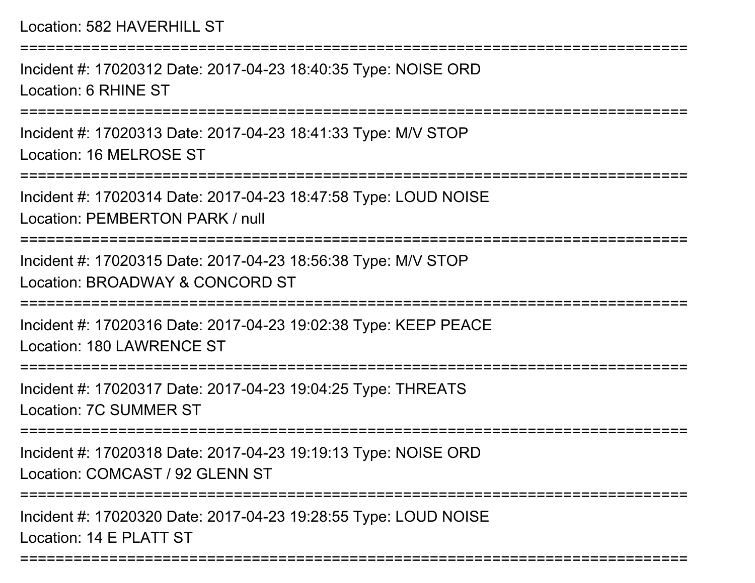Location: 582 HAVERHILL ST

===========================================================================

Incident #: 17020312 Date: 2017-04-23 18:40:35 Type: NOISE ORD
Location: 6 RHINE ST

===========================================================================

Incident #: 17020313 Date: 2017-04-23 18:41:33 Type: M/V STOP
Location: 16 MELROSE ST

===========================================================================

Incident #: 17020314 Date: 2017-04-23 18:47:58 Type: LOUD NOISE
Location: PEMBERTON PARK / null

===========================================================================

Incident #: 17020315 Date: 2017-04-23 18:56:38 Type: M/V STOP
Location: BROADWAY & CONCORD ST

===========================================================================

Incident #: 17020316 Date: 2017-04-23 19:02:38 Type: KEEP PEACE
Location: 180 LAWRENCE ST

===========================================================================

Incident #: 17020317 Date: 2017-04-23 19:04:25 Type: THREATS
Location: 7C SUMMER ST

===========================================================================

Incident #: 17020318 Date: 2017-04-23 19:19:13 Type: NOISE ORD
Location: COMCAST / 92 GLENN ST

===========================================================================

Incident #: 17020320 Date: 2017-04-23 19:28:55 Type: LOUD NOISE
Location: 14 E PLATT ST

===========================================================================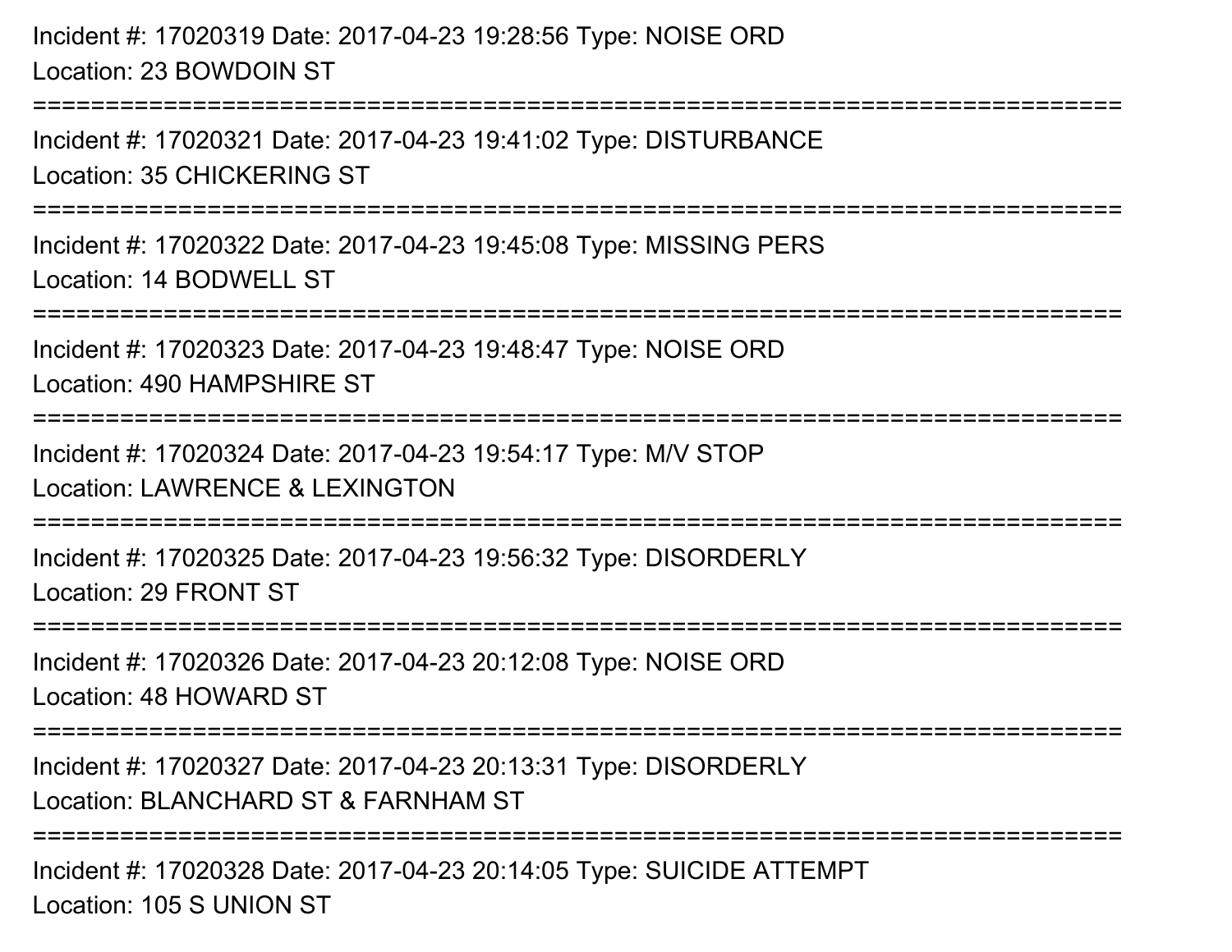Incident #: 17020319 Date: 2017-04-23 19:28:56 Type: NOISE ORD
Location: 23 BOWDOIN ST

===========================================================================

Incident #: 17020321 Date: 2017-04-23 19:41:02 Type: DISTURBANCE
Location: 35 CHICKERING ST

===========================================================================

Incident #: 17020322 Date: 2017-04-23 19:45:08 Type: MISSING PERS
Location: 14 BODWELL ST

===========================================================================

Incident #: 17020323 Date: 2017-04-23 19:48:47 Type: NOISE ORD
Location: 490 HAMPSHIRE ST

===========================================================================

Incident #: 17020324 Date: 2017-04-23 19:54:17 Type: M/V STOP
Location: LAWRENCE & LEXINGTON

===========================================================================

Incident #: 17020325 Date: 2017-04-23 19:56:32 Type: DISORDERLY
Location: 29 FRONT ST

===========================================================================

Incident #: 17020326 Date: 2017-04-23 20:12:08 Type: NOISE ORD
Location: 48 HOWARD ST

===========================================================================

Incident #: 17020327 Date: 2017-04-23 20:13:31 Type: DISORDERLY
Location: BLANCHARD ST & FARNHAM ST

===========================================================================

Incident #: 17020328 Date: 2017-04-23 20:14:05 Type: SUICIDE ATTEMPT
Location: 105 S UNION ST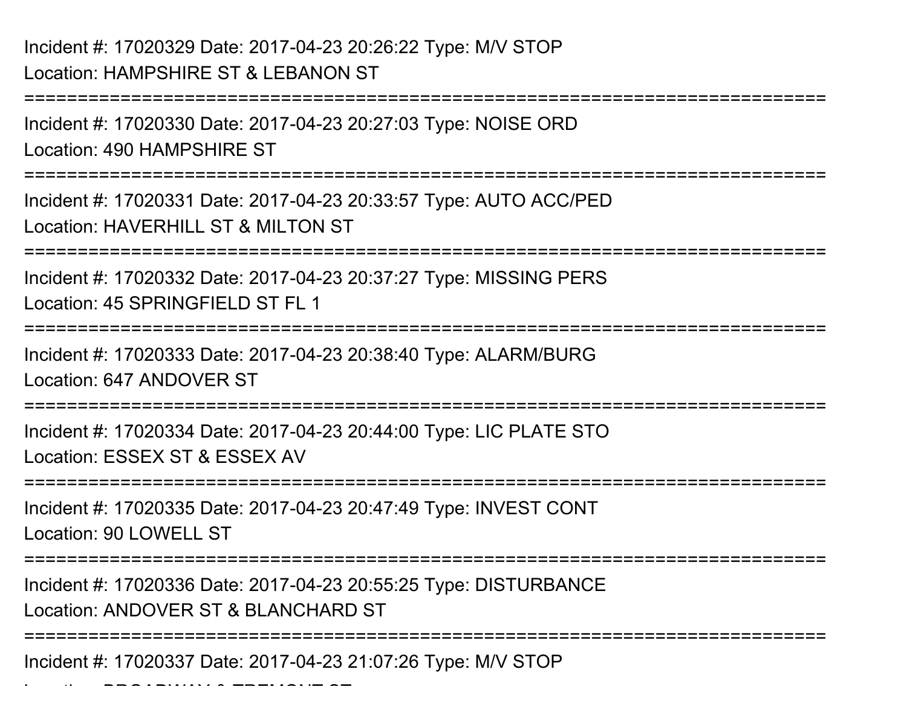Incident #: 17020329 Date: 2017-04-23 20:26:22 Type: M/V STOP
Location: HAMPSHIRE ST & LEBANON ST

===========================================================================

Incident #: 17020330 Date: 2017-04-23 20:27:03 Type: NOISE ORD
Location: 490 HAMPSHIRE ST

===========================================================================

Incident #: 17020331 Date: 2017-04-23 20:33:57 Type: AUTO ACC/PED
Location: HAVERHILL ST & MILTON ST

===========================================================================

Incident #: 17020332 Date: 2017-04-23 20:37:27 Type: MISSING PERS
Location: 45 SPRINGFIELD ST FL 1

===========================================================================

Incident #: 17020333 Date: 2017-04-23 20:38:40 Type: ALARM/BURG
Location: 647 ANDOVER ST

===========================================================================

Incident #: 17020334 Date: 2017-04-23 20:44:00 Type: LIC PLATE STO
Location: ESSEX ST & ESSEX AV

===========================================================================

Incident #: 17020335 Date: 2017-04-23 20:47:49 Type: INVEST CONT
Location: 90 LOWELL ST

===========================================================================

Incident #: 17020336 Date: 2017-04-23 20:55:25 Type: DISTURBANCE
Location: ANDOVER ST & BLANCHARD ST

===========================================================================

Incident #: 17020337 Date: 2017-04-23 21:07:26 Type: M/V STOP
Location: BROADWAY & TREMONT ST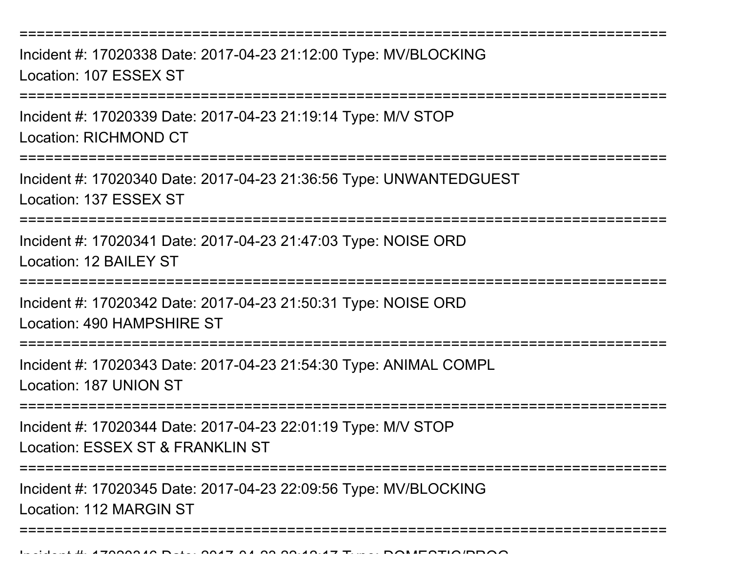===========================================================================
Incident #: 17020338 Date: 2017-04-23 21:12:00 Type: MV/BLOCKING
Location: 107 ESSEX ST
===========================================================================
Incident #: 17020339 Date: 2017-04-23 21:19:14 Type: M/V STOP
Location: RICHMOND CT
===========================================================================
Incident #: 17020340 Date: 2017-04-23 21:36:56 Type: UNWANTEDGUEST
Location: 137 ESSEX ST
===========================================================================
Incident #: 17020341 Date: 2017-04-23 21:47:03 Type: NOISE ORD
Location: 12 BAILEY ST
===========================================================================
Incident #: 17020342 Date: 2017-04-23 21:50:31 Type: NOISE ORD
Location: 490 HAMPSHIRE ST
===========================================================================
Incident #: 17020343 Date: 2017-04-23 21:54:30 Type: ANIMAL COMPL
Location: 187 UNION ST
===========================================================================
Incident #: 17020344 Date: 2017-04-23 22:01:19 Type: M/V STOP
Location: ESSEX ST & FRANKLIN ST
===========================================================================
Incident #: 17020345 Date: 2017-04-23 22:09:56 Type: MV/BLOCKING
Location: 112 MARGIN ST
===========================================================================
Incident #: 17020346 Date: 2017-04-23 22:12:17 Type: DOMESTIC/PROG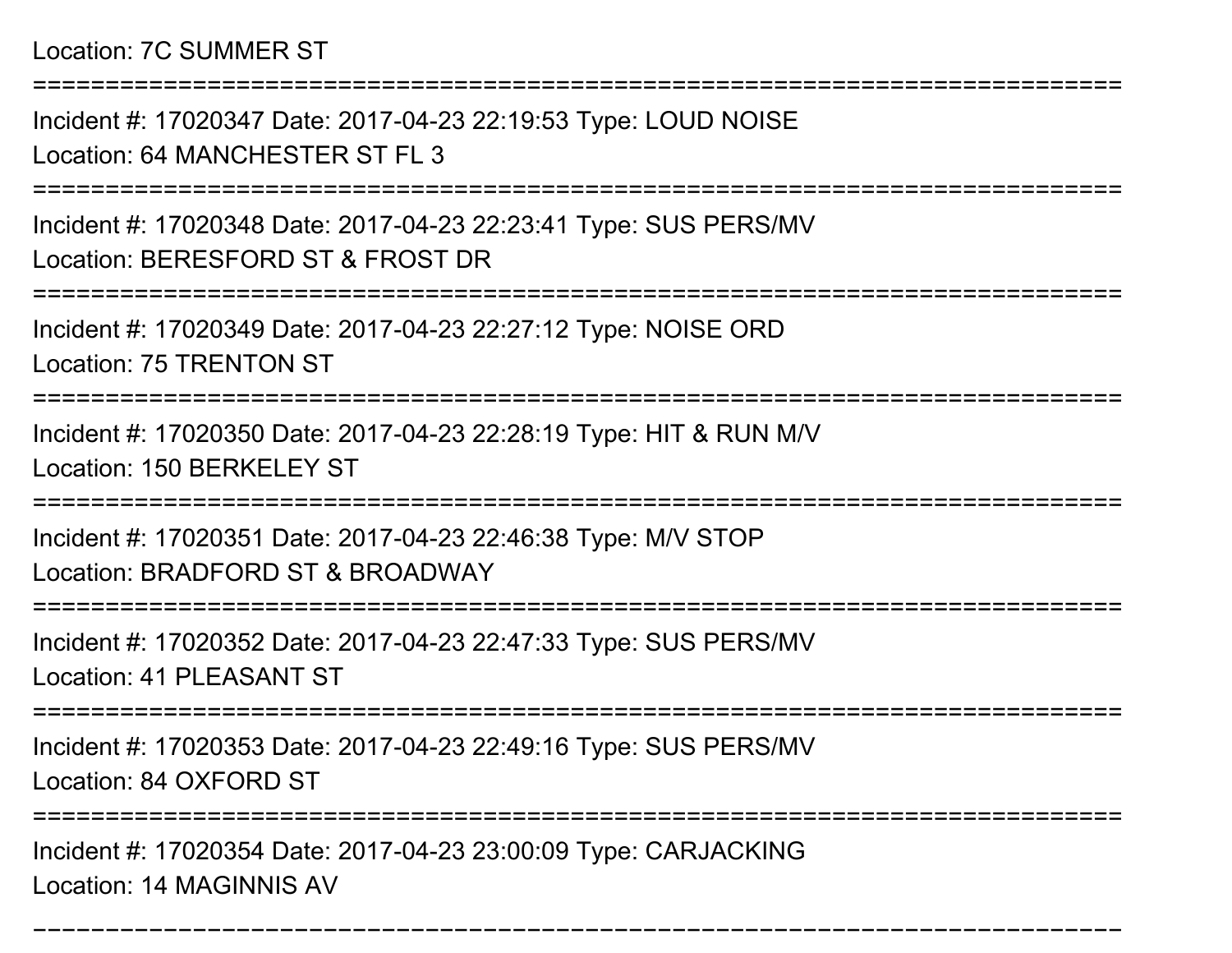Location: 7C SUMMER ST

===========================================================================

Incident #: 17020347 Date: 2017-04-23 22:19:53 Type: LOUD NOISE
Location: 64 MANCHESTER ST FL 3

===========================================================================

Incident #: 17020348 Date: 2017-04-23 22:23:41 Type: SUS PERS/MV
Location: BERESFORD ST & FROST DR

===========================================================================

Incident #: 17020349 Date: 2017-04-23 22:27:12 Type: NOISE ORD
Location: 75 TRENTON ST

===========================================================================

Incident #: 17020350 Date: 2017-04-23 22:28:19 Type: HIT & RUN M/V
Location: 150 BERKELEY ST

===========================================================================

Incident #: 17020351 Date: 2017-04-23 22:46:38 Type: M/V STOP
Location: BRADFORD ST & BROADWAY

===========================================================================

Incident #: 17020352 Date: 2017-04-23 22:47:33 Type: SUS PERS/MV
Location: 41 PLEASANT ST

===========================================================================

Incident #: 17020353 Date: 2017-04-23 22:49:16 Type: SUS PERS/MV
Location: 84 OXFORD ST

===========================================================================

Incident #: 17020354 Date: 2017-04-23 23:00:09 Type: CARJACKING
Location: 14 MAGINNIS AV

---------------------------------------------------------------------------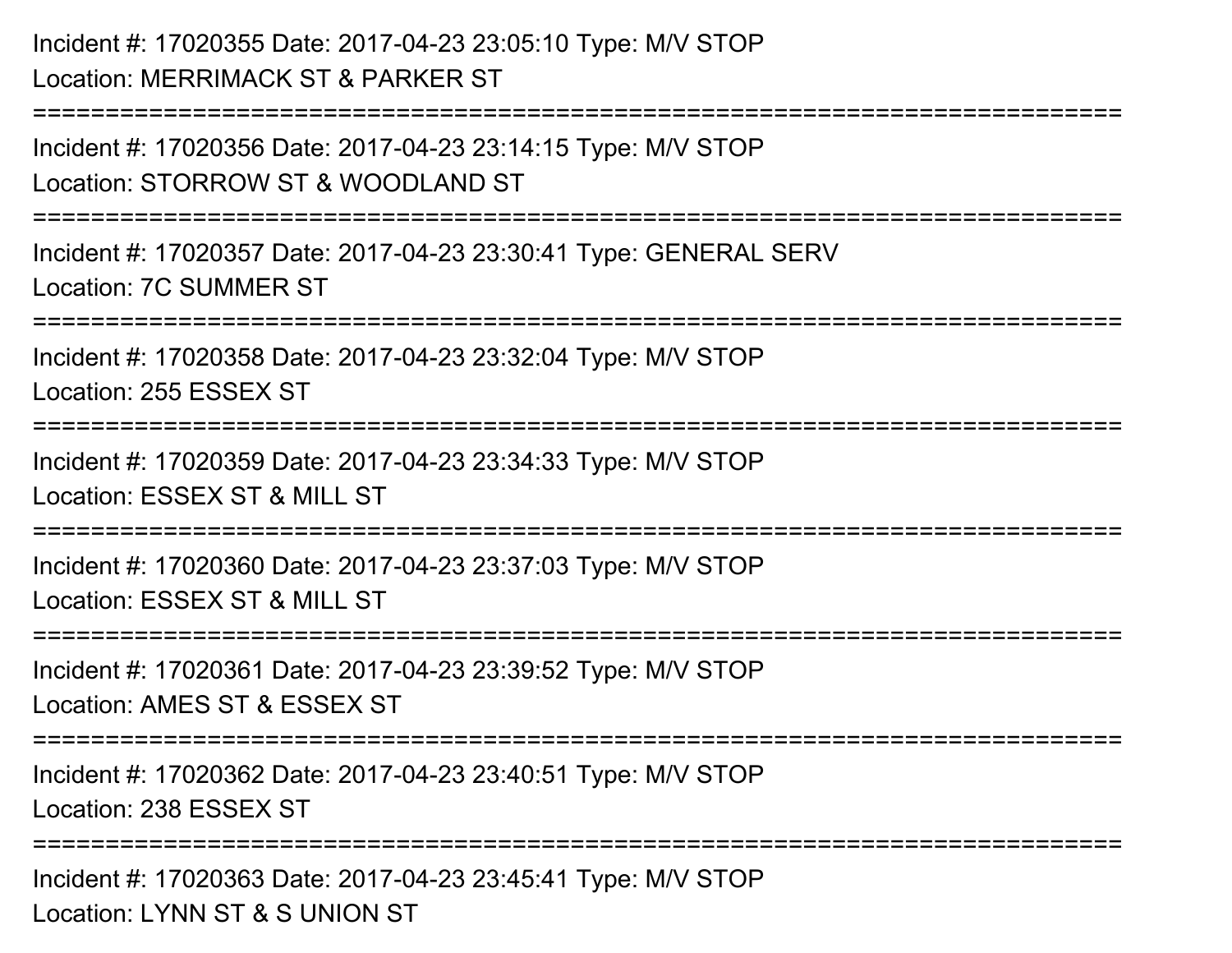Incident #: 17020355 Date: 2017-04-23 23:05:10 Type: M/V STOP
Location: MERRIMACK ST & PARKER ST

===========================================================================

Incident #: 17020356 Date: 2017-04-23 23:14:15 Type: M/V STOP
Location: STORROW ST & WOODLAND ST

===========================================================================

Incident #: 17020357 Date: 2017-04-23 23:30:41 Type: GENERAL SERV
Location: 7C SUMMER ST

===========================================================================

Incident #: 17020358 Date: 2017-04-23 23:32:04 Type: M/V STOP
Location: 255 ESSEX ST

===========================================================================

Incident #: 17020359 Date: 2017-04-23 23:34:33 Type: M/V STOP
Location: ESSEX ST & MILL ST

===========================================================================

Incident #: 17020360 Date: 2017-04-23 23:37:03 Type: M/V STOP
Location: ESSEX ST & MILL ST

===========================================================================

Incident #: 17020361 Date: 2017-04-23 23:39:52 Type: M/V STOP
Location: AMES ST & ESSEX ST

===========================================================================

Incident #: 17020362 Date: 2017-04-23 23:40:51 Type: M/V STOP
Location: 238 ESSEX ST

===========================================================================

Incident #: 17020363 Date: 2017-04-23 23:45:41 Type: M/V STOP
Location: LYNN ST & S UNION ST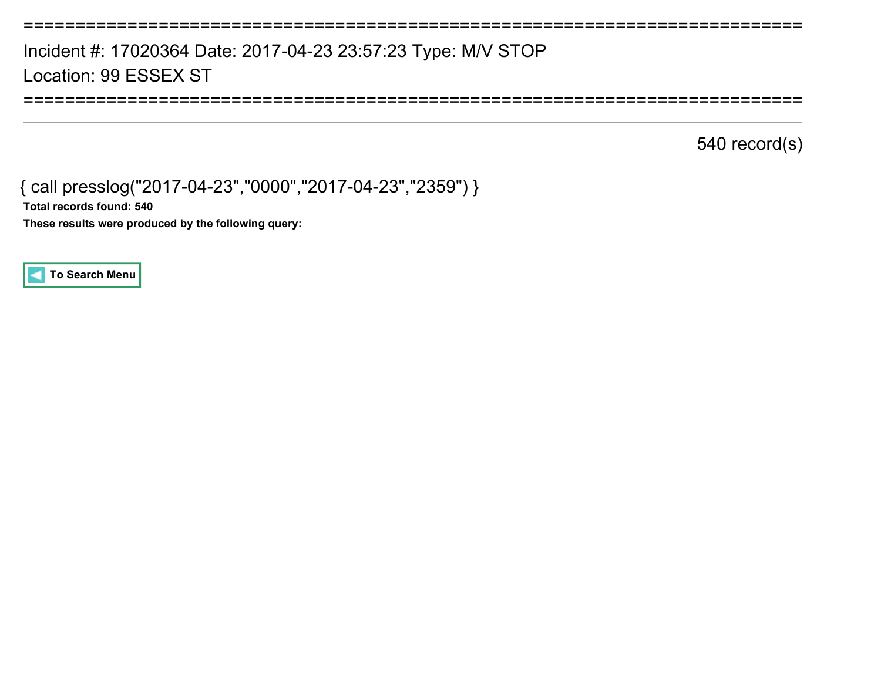===========================================================================

Incident #: 17020364 Date: 2017-04-23 23:57:23 Type: M/V STOP

Location: 99 ESSEX ST

===========================================================================

---

540 record(s)

{ call presslog("2017-04-23","0000","2017-04-23","2359") }

**Total records found: 540**

**These results were produced by the following query:**

**To Search Menu**